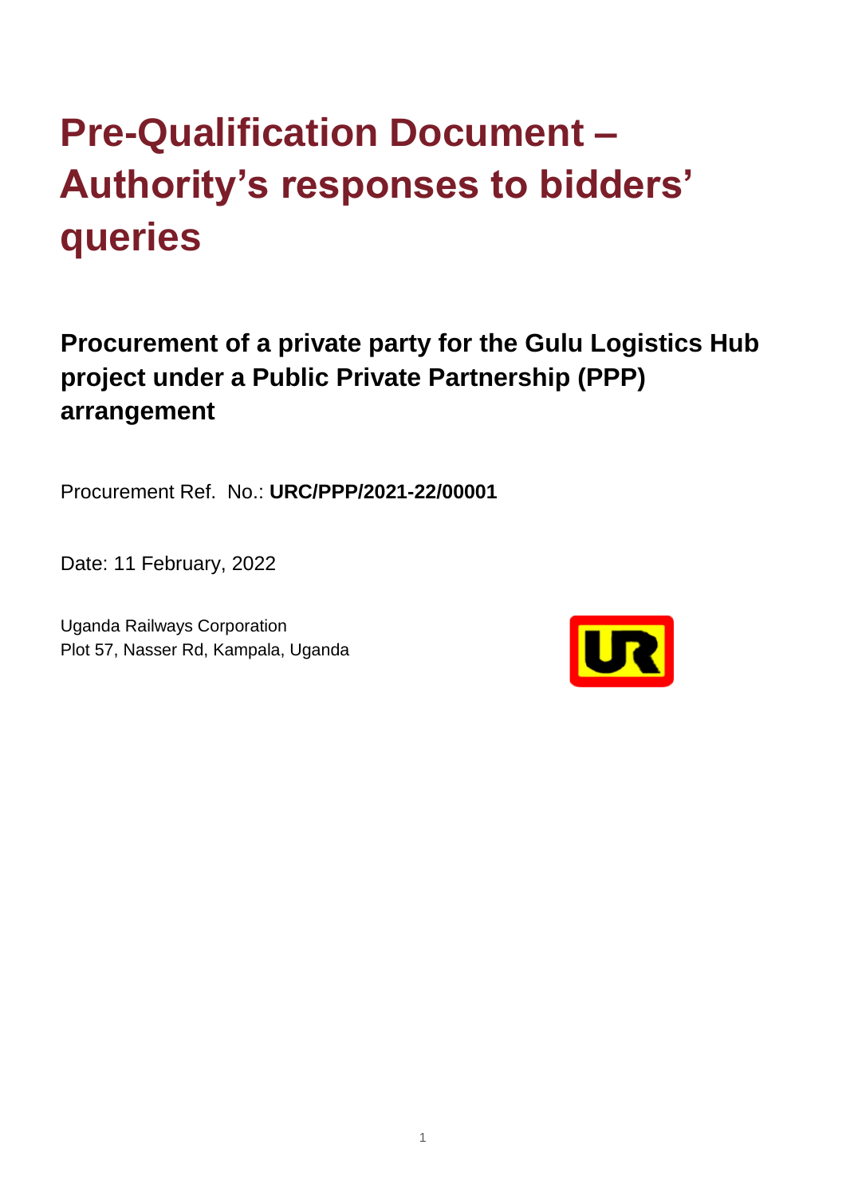# Pre-Qualification Document – Authority's responses to bidders' queries

## Procurement of a private party for the Gulu Logistics Hub project under a Public Private Partnership (PPP) arrangement

Procurement Ref. No.: **URC/PPP/2021-22/00001**

Date: 11 February, 2022

Uganda Railways Corporation
Plot 57, Nasser Rd, Kampala, Uganda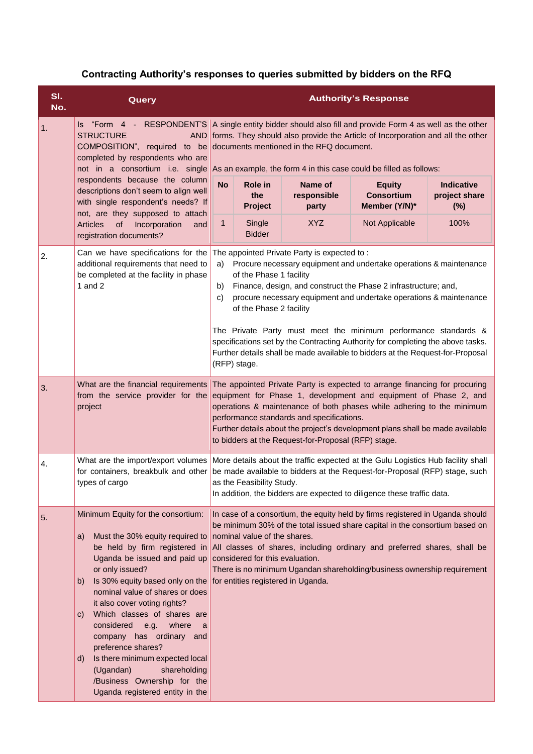## Contracting Authority's responses to queries submitted by bidders on the RFQ

| Sl. No. | Query | Authority's Response |
|---|---|---|
| 1. | Is "Form 4 - RESPONDENT'S STRUCTURE AND COMPOSITION", required to be completed by respondents who are not in a consortium i.e. single respondents because the column descriptions don't seem to align well with single respondent's needs? If not, are they supposed to attach Articles of Incorporation and registration documents? | A single entity bidder should also fill and provide Form 4 as well as the other forms. They should also provide the Article of Incorporation and all the other documents mentioned in the RFQ document.<br><br>As an example, the form 4 in this case could be filled as follows:<br><br>**No** \| **Role in the Project** \| **Name of responsible party** \| **Equity Consortium Member (Y/N)*** \| **Indicative project share (%)**<br>1 \| Single Bidder \| XYZ \| Not Applicable \| 100% |
| 2. | Can we have specifications for the additional requirements that need to be completed at the facility in phase 1 and 2 | The appointed Private Party is expected to :<br>a) Procure necessary equipment and undertake operations & maintenance of the Phase 1 facility<br>b) Finance, design, and construct the Phase 2 infrastructure; and,<br>c) procure necessary equipment and undertake operations & maintenance of the Phase 2 facility<br><br>The Private Party must meet the minimum performance standards & specifications set by the Contracting Authority for completing the above tasks. Further details shall be made available to bidders at the Request-for-Proposal (RFP) stage. |
| 3. | What are the financial requirements from the service provider for the project | The appointed Private Party is expected to arrange financing for procuring equipment for Phase 1, development and equipment of Phase 2, and operations & maintenance of both phases while adhering to the minimum performance standards and specifications.<br>Further details about the project's development plans shall be made available to bidders at the Request-for-Proposal (RFP) stage. |
| 4. | What are the import/export volumes for containers, breakbulk and other types of cargo | More details about the traffic expected at the Gulu Logistics Hub facility shall be made available to bidders at the Request-for-Proposal (RFP) stage, such as the Feasibility Study.<br>In addition, the bidders are expected to diligence these traffic data. |
| 5. | Minimum Equity for the consortium:<br><br>a) Must the 30% equity required to be held by firm registered in Uganda be issued and paid up or only issued?<br>b) Is 30% equity based only on the nominal value of shares or does it also cover voting rights?<br>c) Which classes of shares are considered e.g. where a company has ordinary and preference shares?<br>d) Is there minimum expected local (Ugandan) shareholding /Business Ownership for the Uganda registered entity in the | In case of a consortium, the equity held by firms registered in Uganda should be minimum 30% of the total issued share capital in the consortium based on nominal value of the shares.<br>All classes of shares, including ordinary and preferred shares, shall be considered for this evaluation.<br>There is no minimum Ugandan shareholding/business ownership requirement for entities registered in Uganda. |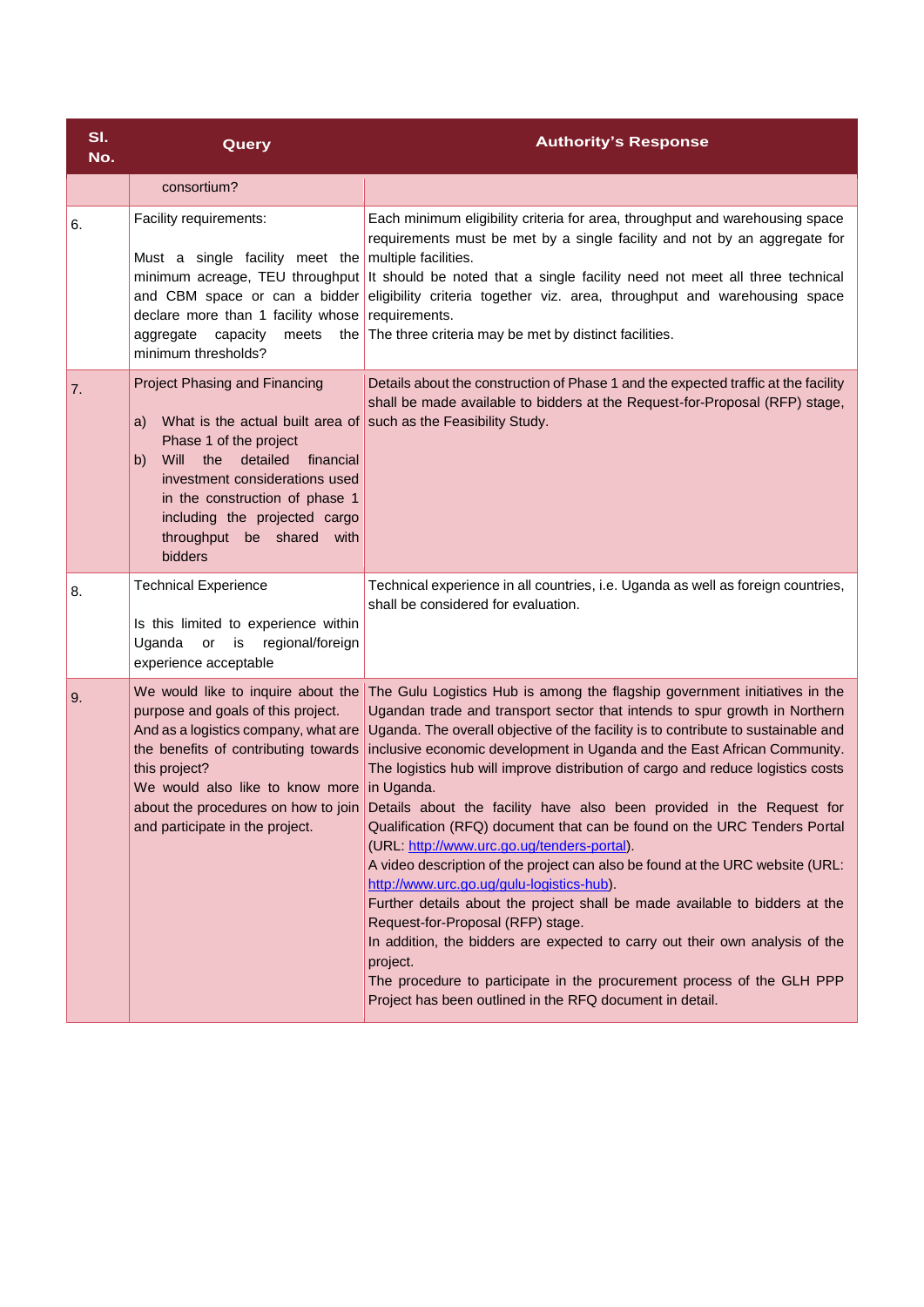| Sl. No. | Query | Authority's Response |
|---|---|---|
| | consortium? | |
| 6. | Facility requirements:<br><br>Must a single facility meet the minimum acreage, TEU throughput and CBM space or can a bidder declare more than 1 facility whose aggregate capacity meets the minimum thresholds? | Each minimum eligibility criteria for area, throughput and warehousing space requirements must be met by a single facility and not by an aggregate for multiple facilities.<br>It should be noted that a single facility need not meet all three technical eligibility criteria together viz. area, throughput and warehousing space requirements.<br>The three criteria may be met by distinct facilities. |
| 7. | Project Phasing and Financing<br><br>a) What is the actual built area of Phase 1 of the project<br>b) Will the detailed financial investment considerations used in the construction of phase 1 including the projected cargo throughput be shared with bidders | Details about the construction of Phase 1 and the expected traffic at the facility shall be made available to bidders at the Request-for-Proposal (RFP) stage, such as the Feasibility Study. |
| 8. | Technical Experience<br><br>Is this limited to experience within Uganda or is regional/foreign experience acceptable | Technical experience in all countries, i.e. Uganda as well as foreign countries, shall be considered for evaluation. |
| 9. | We would like to inquire about the purpose and goals of this project.<br>And as a logistics company, what are the benefits of contributing towards this project?<br>We would also like to know more about the procedures on how to join and participate in the project. | The Gulu Logistics Hub is among the flagship government initiatives in the Ugandan trade and transport sector that intends to spur growth in Northern Uganda. The overall objective of the facility is to contribute to sustainable and inclusive economic development in Uganda and the East African Community. The logistics hub will improve distribution of cargo and reduce logistics costs in Uganda.<br>Details about the facility have also been provided in the Request for Qualification (RFQ) document that can be found on the URC Tenders Portal (URL: [http://www.urc.go.ug/tenders-portal](http://www.urc.go.ug/tenders-portal)).<br>A video description of the project can also be found at the URC website (URL: [http://www.urc.go.ug/gulu-logistics-hub](http://www.urc.go.ug/gulu-logistics-hub)).<br>Further details about the project shall be made available to bidders at the Request-for-Proposal (RFP) stage.<br>In addition, the bidders are expected to carry out their own analysis of the project.<br>The procedure to participate in the procurement process of the GLH PPP Project has been outlined in the RFQ document in detail. |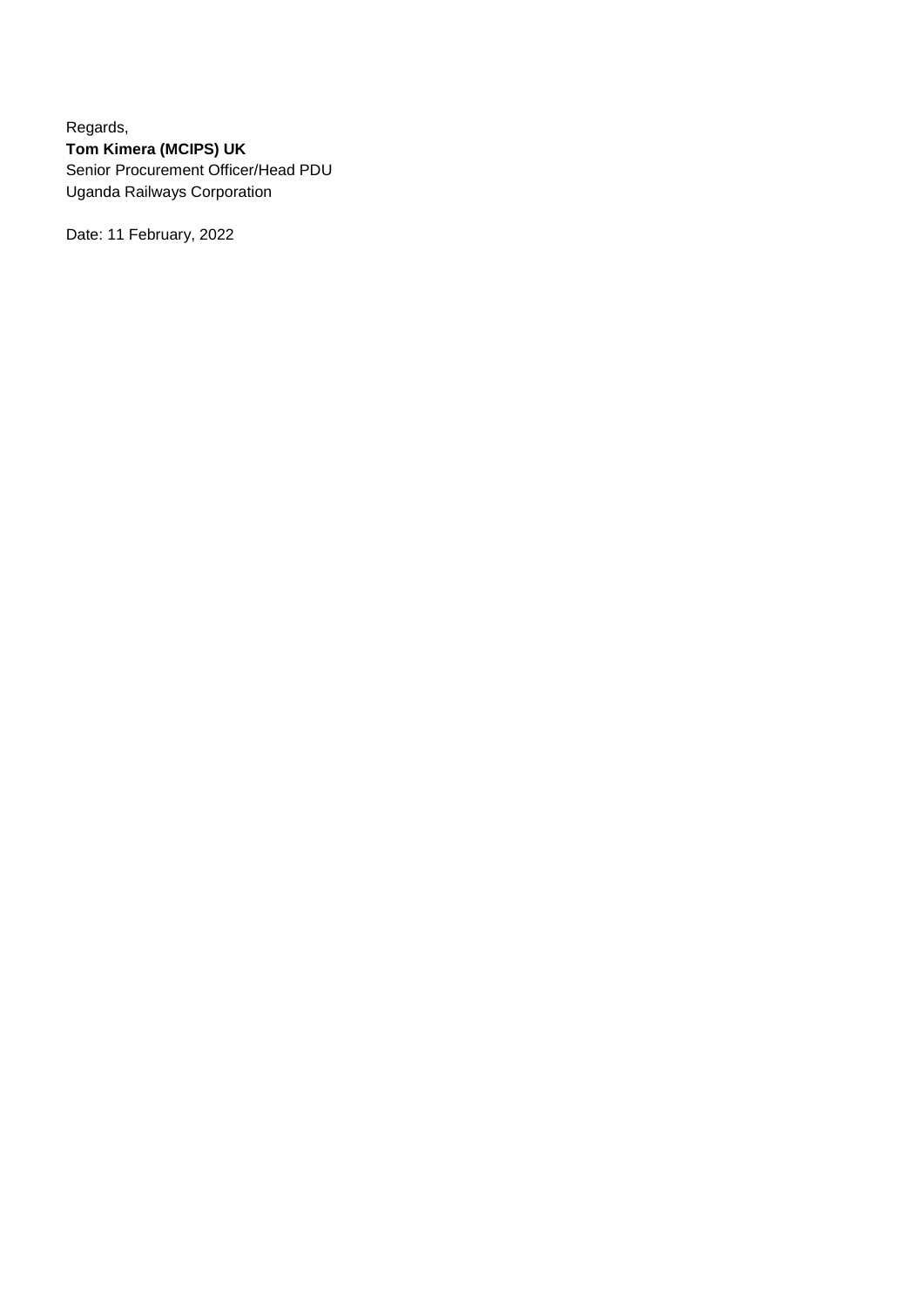Regards,
**Tom Kimera (MCIPS) UK**
Senior Procurement Officer/Head PDU
Uganda Railways Corporation

Date: 11 February, 2022